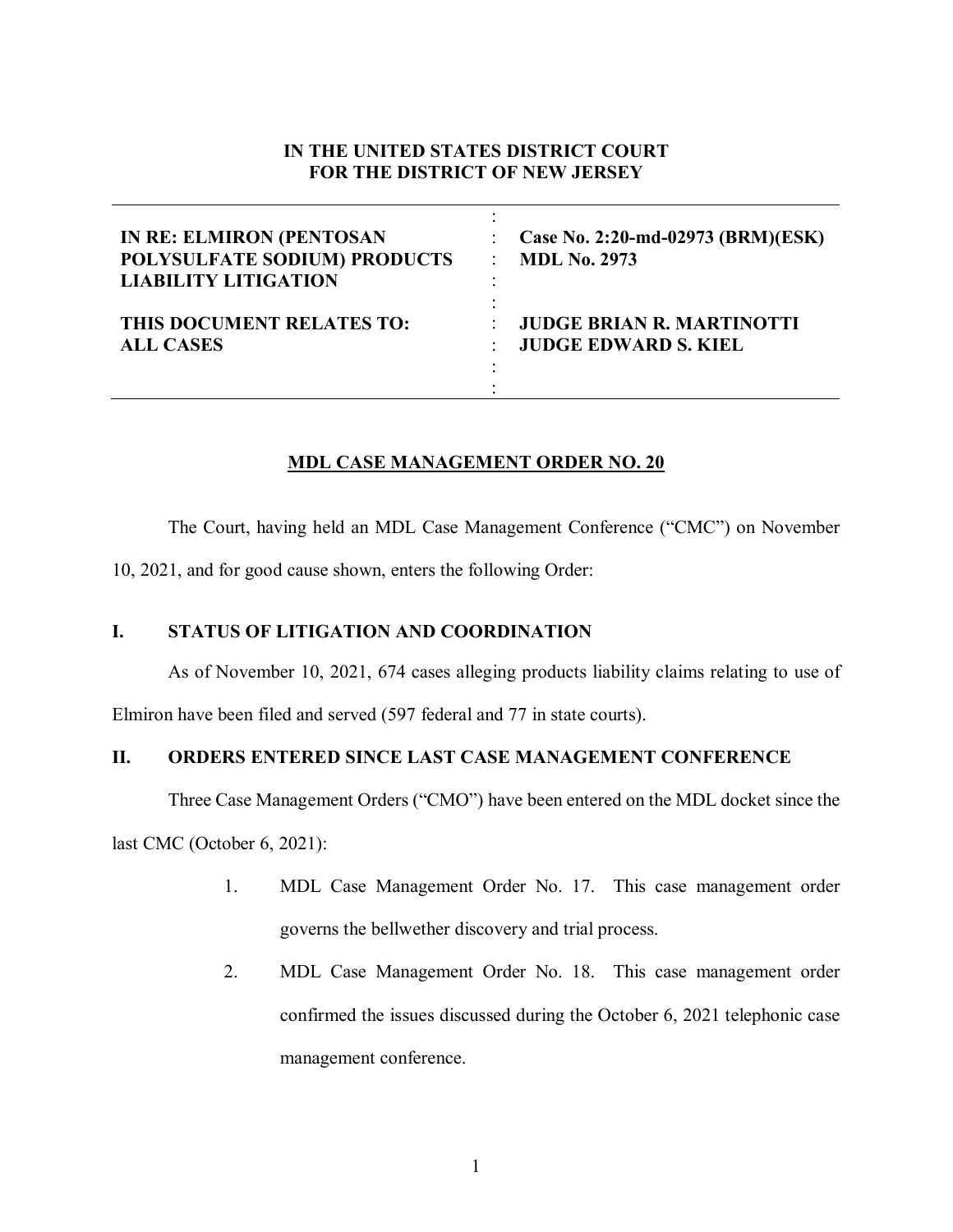**IN THE UNITED STATES DISTRICT COURT**
**FOR THE DISTRICT OF NEW JERSEY**

| | |
|---|---|
| **IN RE: ELMIRON (PENTOSAN POLYSULFATE SODIUM) PRODUCTS LIABILITY LITIGATION** | **Case No. 2:20-md-02973 (BRM)(ESK)** **MDL No. 2973** |
| **THIS DOCUMENT RELATES TO: ALL CASES** | **JUDGE BRIAN R. MARTINOTTI** **JUDGE EDWARD S. KIEL** |

**MDL CASE MANAGEMENT ORDER NO. 20**

The Court, having held an MDL Case Management Conference ("CMC") on November 10, 2021, and for good cause shown, enters the following Order:

## I. STATUS OF LITIGATION AND COORDINATION

As of November 10, 2021, 674 cases alleging products liability claims relating to use of Elmiron have been filed and served (597 federal and 77 in state courts).

## II. ORDERS ENTERED SINCE LAST CASE MANAGEMENT CONFERENCE

Three Case Management Orders ("CMO") have been entered on the MDL docket since the last CMC (October 6, 2021):

1. MDL Case Management Order No. 17. This case management order governs the bellwether discovery and trial process.

2. MDL Case Management Order No. 18. This case management order confirmed the issues discussed during the October 6, 2021 telephonic case management conference.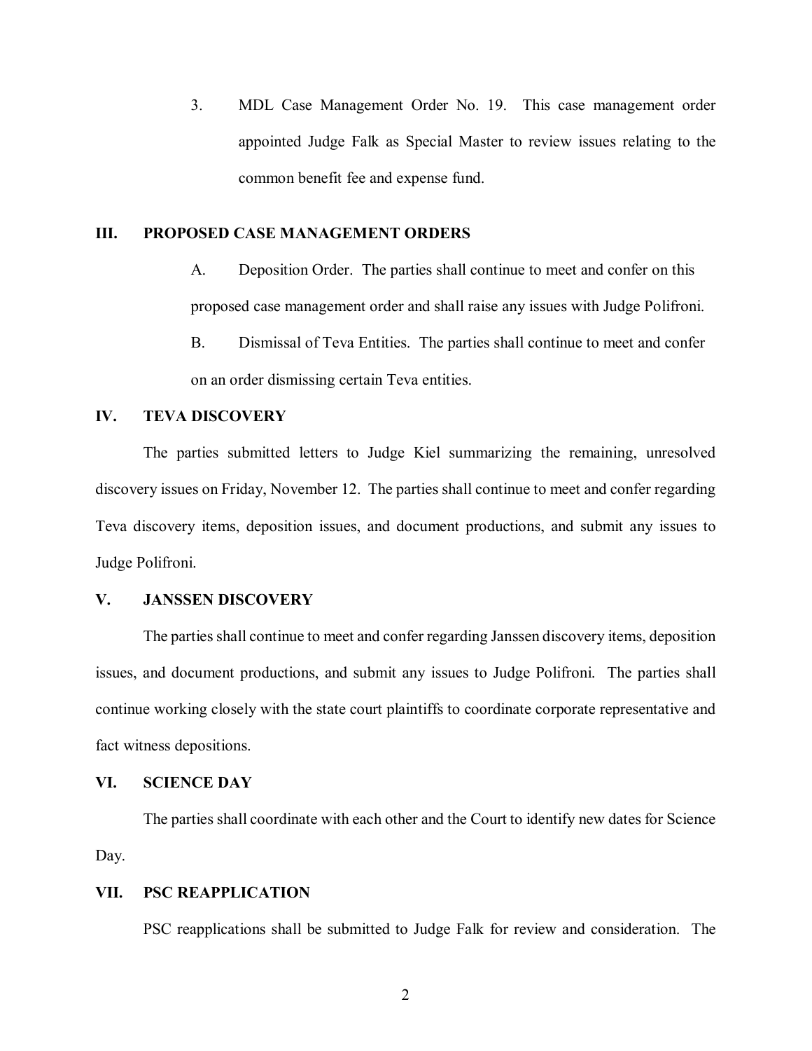3. MDL Case Management Order No. 19. This case management order appointed Judge Falk as Special Master to review issues relating to the common benefit fee and expense fund.

## III. PROPOSED CASE MANAGEMENT ORDERS

A. Deposition Order. The parties shall continue to meet and confer on this proposed case management order and shall raise any issues with Judge Polifroni.

B. Dismissal of Teva Entities. The parties shall continue to meet and confer on an order dismissing certain Teva entities.

## IV. TEVA DISCOVERY

The parties submitted letters to Judge Kiel summarizing the remaining, unresolved discovery issues on Friday, November 12. The parties shall continue to meet and confer regarding Teva discovery items, deposition issues, and document productions, and submit any issues to Judge Polifroni.

## V. JANSSEN DISCOVERY

The parties shall continue to meet and confer regarding Janssen discovery items, deposition issues, and document productions, and submit any issues to Judge Polifroni. The parties shall continue working closely with the state court plaintiffs to coordinate corporate representative and fact witness depositions.

## VI. SCIENCE DAY

The parties shall coordinate with each other and the Court to identify new dates for Science Day.

## VII. PSC REAPPLICATION

PSC reapplications shall be submitted to Judge Falk for review and consideration. The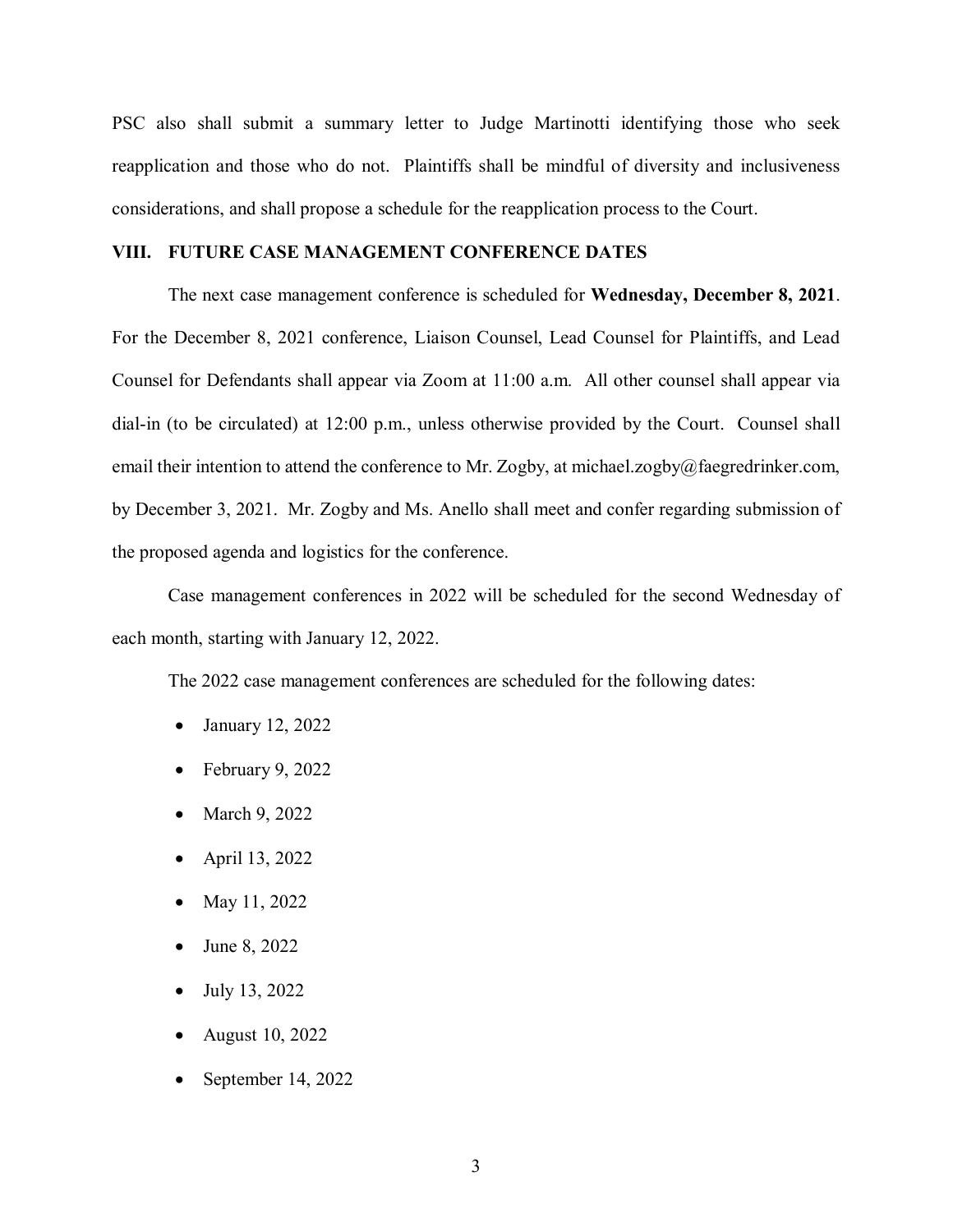PSC also shall submit a summary letter to Judge Martinotti identifying those who seek reapplication and those who do not. Plaintiffs shall be mindful of diversity and inclusiveness considerations, and shall propose a schedule for the reapplication process to the Court.

## VIII. FUTURE CASE MANAGEMENT CONFERENCE DATES

The next case management conference is scheduled for **Wednesday, December 8, 2021**. For the December 8, 2021 conference, Liaison Counsel, Lead Counsel for Plaintiffs, and Lead Counsel for Defendants shall appear via Zoom at 11:00 a.m. All other counsel shall appear via dial-in (to be circulated) at 12:00 p.m., unless otherwise provided by the Court. Counsel shall email their intention to attend the conference to Mr. Zogby, at michael.zogby@faegredrinker.com, by December 3, 2021. Mr. Zogby and Ms. Anello shall meet and confer regarding submission of the proposed agenda and logistics for the conference.

Case management conferences in 2022 will be scheduled for the second Wednesday of each month, starting with January 12, 2022.

The 2022 case management conferences are scheduled for the following dates:

- January 12, 2022
- February 9, 2022
- March 9, 2022
- April 13, 2022
- May 11, 2022
- June 8, 2022
- July 13, 2022
- August 10, 2022
- September 14, 2022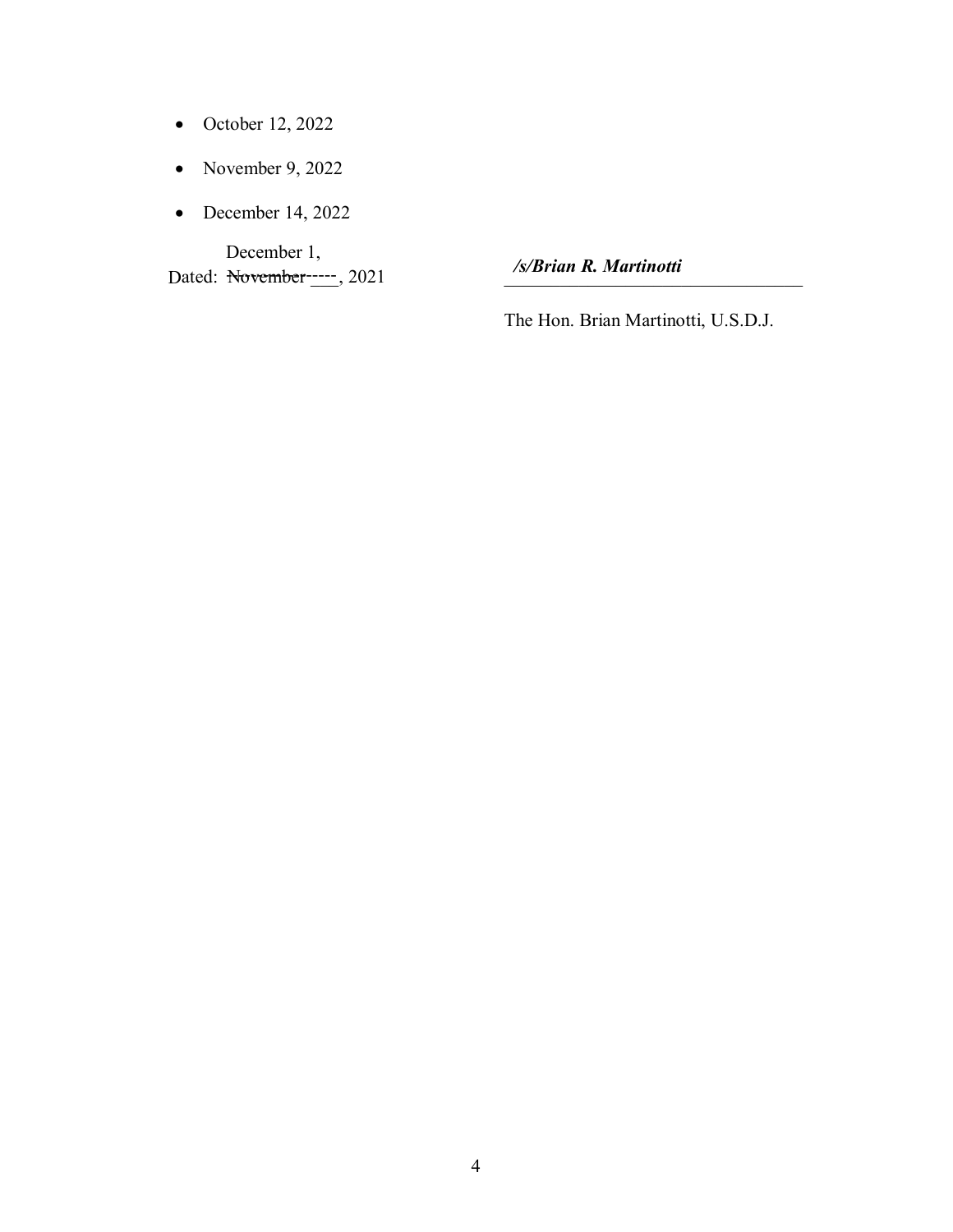- October 12, 2022
- November 9, 2022
- December 14, 2022

Dated: ~~November~~ December 1, 2021

***/s/Brian R. Martinotti***

The Hon. Brian Martinotti, U.S.D.J.